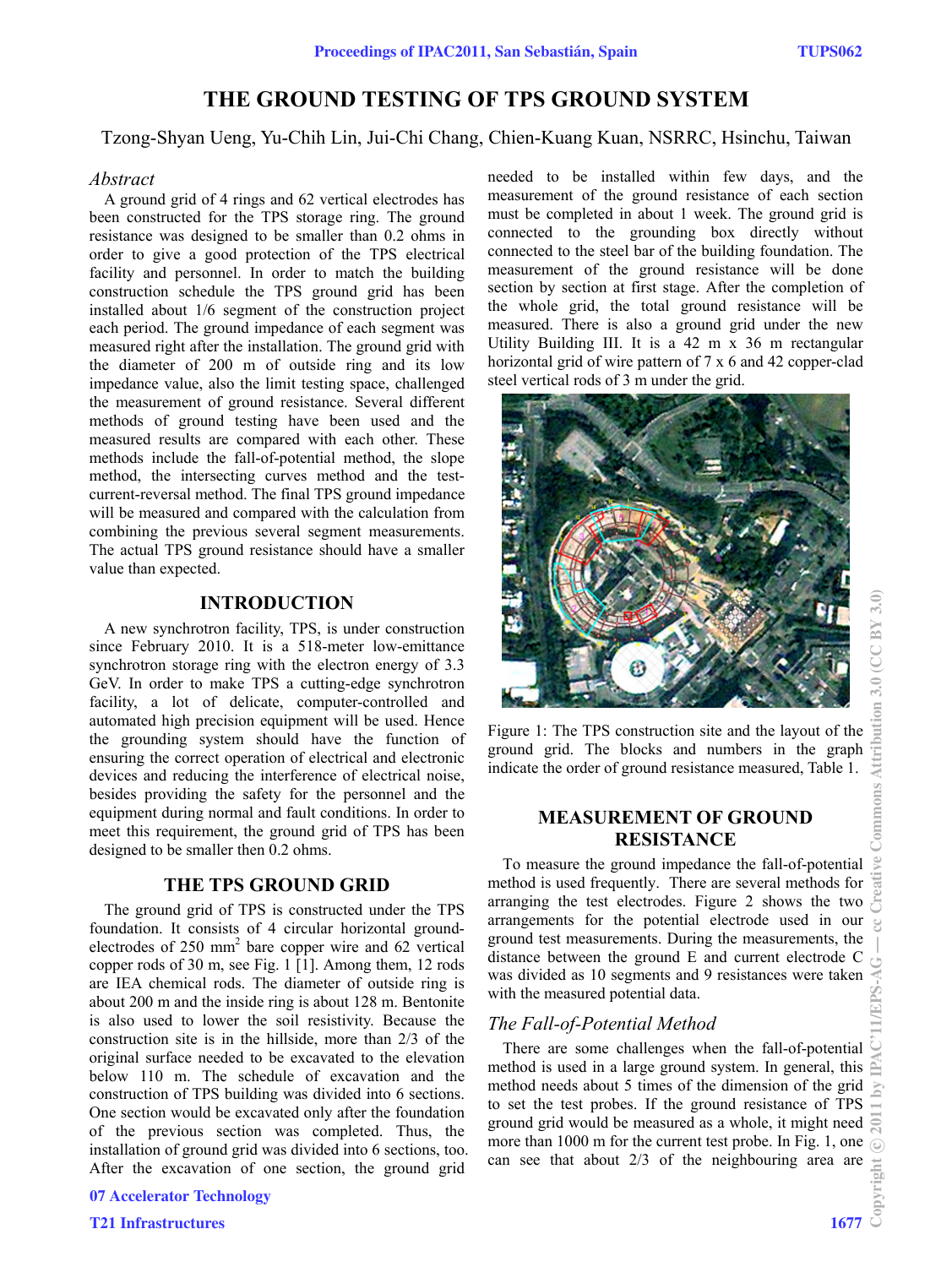# THE GROUND TESTING OF TPS GROUND SYSTEM

Tzong-Shyan Ueng, Yu-Chih Lin, Jui-Chi Chang, Chien-Kuang Kuan, NSRRC, Hsinchu, Taiwan

## Abstract

A ground grid of 4 rings and 62 vertical electrodes has been constructed for the TPS storage ring. The ground resistance was designed to be smaller than 0.2 ohms in order to give a good protection of the TPS electrical facility and personnel. In order to match the building construction schedule the TPS ground grid has been installed about 1/6 segment of the construction project each period. The ground impedance of each segment was measured right after the installation. The ground grid with the diameter of 200 m of outside ring and its low impedance value, also the limit testing space, challenged the measurement of ground resistance. Several different methods of ground testing have been used and the measured results are compared with each other. These methods include the fall-of-potential method, the slope method, the intersecting curves method and the test-current-reversal method. The final TPS ground impedance will be measured and compared with the calculation from combining the previous several segment measurements. The actual TPS ground resistance should have a smaller value than expected.

## INTRODUCTION

A new synchrotron facility, TPS, is under construction since February 2010. It is a 518-meter low-emittance synchrotron storage ring with the electron energy of 3.3 GeV. In order to make TPS a cutting-edge synchrotron facility, a lot of delicate, computer-controlled and automated high precision equipment will be used. Hence the grounding system should have the function of ensuring the correct operation of electrical and electronic devices and reducing the interference of electrical noise, besides providing the safety for the personnel and the equipment during normal and fault conditions. In order to meet this requirement, the ground grid of TPS has been designed to be smaller then 0.2 ohms.

## THE TPS GROUND GRID

The ground grid of TPS is constructed under the TPS foundation. It consists of 4 circular horizontal ground-electrodes of 250 mm$^2$ bare copper wire and 62 vertical copper rods of 30 m, see Fig. 1 [1]. Among them, 12 rods are IEA chemical rods. The diameter of outside ring is about 200 m and the inside ring is about 128 m. Bentonite is also used to lower the soil resistivity. Because the construction site is in the hillside, more than 2/3 of the original surface needed to be excavated to the elevation below 110 m. The schedule of excavation and the construction of TPS building was divided into 6 sections. One section would be excavated only after the foundation of the previous section was completed. Thus, the installation of ground grid was divided into 6 sections, too. After the excavation of one section, the ground grid needed to be installed within few days, and the measurement of the ground resistance of each section must be completed in about 1 week. The ground grid is connected to the grounding box directly without connected to the steel bar of the building foundation. The measurement of the ground resistance will be done section by section at first stage. After the completion of the whole grid, the total ground resistance will be measured. There is also a ground grid under the new Utility Building III. It is a 42 m x 36 m rectangular horizontal grid of wire pattern of 7 x 6 and 42 copper-clad steel vertical rods of 3 m under the grid.

Figure 1: The TPS construction site and the layout of the ground grid. The blocks and numbers in the graph indicate the order of ground resistance measured, Table 1.

## MEASUREMENT OF GROUND RESISTANCE

To measure the ground impedance the fall-of-potential method is used frequently. There are several methods for arranging the test electrodes. Figure 2 shows the two arrangements for the potential electrode used in our ground test measurements. During the measurements, the distance between the ground E and current electrode C was divided as 10 segments and 9 resistances were taken with the measured potential data.

### *The Fall-of-Potential Method*

There are some challenges when the fall-of-potential method is used in a large ground system. In general, this method needs about 5 times of the dimension of the grid to set the test probes. If the ground resistance of TPS ground grid would be measured as a whole, it might need more than 1000 m for the current test probe. In Fig. 1, one can see that about 2/3 of the neighbouring area are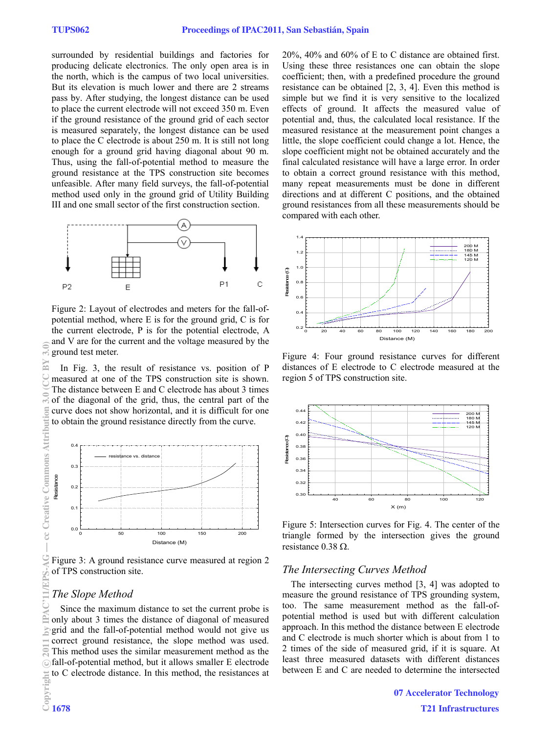surrounded by residential buildings and factories for producing delicate electronics. The only open area is in the north, which is the campus of two local universities. But its elevation is much lower and there are 2 streams pass by. After studying, the longest distance can be used to place the current electrode will not exceed 350 m. Even if the ground resistance of the ground grid of each sector is measured separately, the longest distance can be used to place the C electrode is about 250 m. It is still not long enough for a ground grid having diagonal about 90 m. Thus, using the fall-of-potential method to measure the ground resistance at the TPS construction site becomes unfeasible. After many field surveys, the fall-of-potential method used only in the ground grid of Utility Building III and one small sector of the first construction section.

Figure 2: Layout of electrodes and meters for the fall-of-potential method, where E is for the ground grid, C is for the current electrode, P is for the potential electrode, A and V are for the current and the voltage measured by the ground test meter.

In Fig. 3, the result of resistance vs. position of P measured at one of the TPS construction site is shown. The distance between E and C electrode has about 3 times of the diagonal of the grid, thus, the central part of the curve does not show horizontal, and it is difficult for one to obtain the ground resistance directly from the curve.

Figure 3: A ground resistance curve measured at region 2 of TPS construction site.

### The Slope Method

Since the maximum distance to set the current probe is only about 3 times the distance of diagonal of measured grid and the fall-of-potential method would not give us correct ground resistance, the slope method was used. This method uses the similar measurement method as the fall-of-potential method, but it allows smaller E electrode to C electrode distance. In this method, the resistances at 20%, 40% and 60% of E to C distance are obtained first. Using these three resistances one can obtain the slope coefficient; then, with a predefined procedure the ground resistance can be obtained [2, 3, 4]. Even this method is simple but we find it is very sensitive to the localized effects of ground. It affects the measured value of potential and, thus, the calculated local resistance. If the measured resistance at the measurement point changes a little, the slope coefficient could change a lot. Hence, the slope coefficient might not be obtained accurately and the final calculated resistance will have a large error. In order to obtain a correct ground resistance with this method, many repeat measurements must be done in different directions and at different C positions, and the obtained ground resistances from all these measurements should be compared with each other.

Figure 4: Four ground resistance curves for different distances of E electrode to C electrode measured at the region 5 of TPS construction site.

Figure 5: Intersection curves for Fig. 4. The center of the triangle formed by the intersection gives the ground resistance 0.38 Ω.

### The Intersecting Curves Method

The intersecting curves method [3, 4] was adopted to measure the ground resistance of TPS grounding system, too. The same measurement method as the fall-of-potential method is used but with different calculation approach. In this method the distance between E electrode and C electrode is much shorter which is about from 1 to 2 times of the side of measured grid, if it is square. At least three measured datasets with different distances between E and C are needed to determine the intersected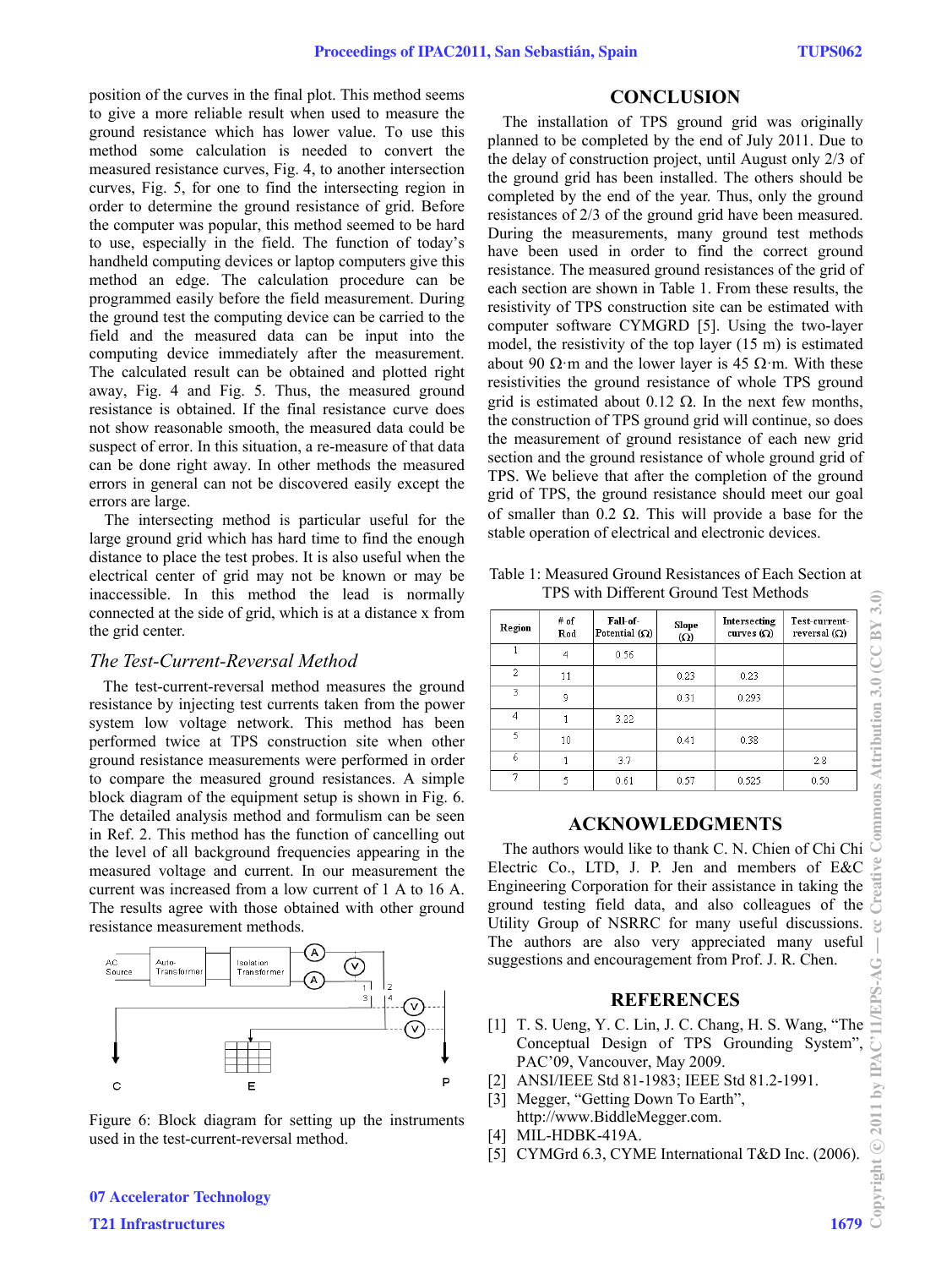position of the curves in the final plot. This method seems to give a more reliable result when used to measure the ground resistance which has lower value. To use this method some calculation is needed to convert the measured resistance curves, Fig. 4, to another intersection curves, Fig. 5, for one to find the intersecting region in order to determine the ground resistance of grid. Before the computer was popular, this method seemed to be hard to use, especially in the field. The function of today's handheld computing devices or laptop computers give this method an edge. The calculation procedure can be programmed easily before the field measurement. During the ground test the computing device can be carried to the field and the measured data can be input into the computing device immediately after the measurement. The calculated result can be obtained and plotted right away, Fig. 4 and Fig. 5. Thus, the measured ground resistance is obtained. If the final resistance curve does not show reasonable smooth, the measured data could be suspect of error. In this situation, a re-measure of that data can be done right away. In other methods the measured errors in general can not be discovered easily except the errors are large.

The intersecting method is particular useful for the large ground grid which has hard time to find the enough distance to place the test probes. It is also useful when the electrical center of grid may not be known or may be inaccessible. In this method the lead is normally connected at the side of grid, which is at a distance x from the grid center.

### *The Test-Current-Reversal Method*

The test-current-reversal method measures the ground resistance by injecting test currents taken from the power system low voltage network. This method has been performed twice at TPS construction site when other ground resistance measurements were performed in order to compare the measured ground resistances. A simple block diagram of the equipment setup is shown in Fig. 6. The detailed analysis method and formulism can be seen in Ref. 2. This method has the function of cancelling out the level of all background frequencies appearing in the measured voltage and current. In our measurement the current was increased from a low current of 1 A to 16 A. The results agree with those obtained with other ground resistance measurement methods.

AC Source
Auto-Transformer
Isolation Transformer
A
A
V
V
V
1
2
3
4
C
E
P

Figure 6: Block diagram for setting up the instruments used in the test-current-reversal method.

## CONCLUSION

The installation of TPS ground grid was originally planned to be completed by the end of July 2011. Due to the delay of construction project, until August only 2/3 of the ground grid has been installed. The others should be completed by the end of the year. Thus, only the ground resistances of 2/3 of the ground grid have been measured. During the measurements, many ground test methods have been used in order to find the correct ground resistance. The measured ground resistances of the grid of each section are shown in Table 1. From these results, the resistivity of TPS construction site can be estimated with computer software CYMGRD [5]. Using the two-layer model, the resistivity of the top layer (15 m) is estimated about 90 Ω·m and the lower layer is 45 Ω·m. With these resistivities the ground resistance of whole TPS ground grid is estimated about 0.12 Ω. In the next few months, the construction of TPS ground grid will continue, so does the measurement of ground resistance of each new grid section and the ground resistance of whole ground grid of TPS. We believe that after the completion of the ground grid of TPS, the ground resistance should meet our goal of smaller than 0.2 Ω. This will provide a base for the stable operation of electrical and electronic devices.

Table 1: Measured Ground Resistances of Each Section at TPS with Different Ground Test Methods

| Region | # of Rod | Fall-of-Potential (Ω) | Slope (Ω) | Intersecting curves (Ω) | Test-current-reversal (Ω) |
|---|---|---|---|---|---|
| 1 | 4 | 0.56 | | | |
| 2 | 11 | | 0.23 | 0.23 | |
| 3 | 9 | | 0.31 | 0.293 | |
| 4 | 1 | 3.22 | | | |
| 5 | 10 | | 0.41 | 0.38 | |
| 6 | 1 | 3.7 | | | 2.8 |
| 7 | 5 | 0.61 | 0.57 | 0.525 | 0.50 |

## ACKNOWLEDGMENTS

The authors would like to thank C. N. Chien of Chi Chi Electric Co., LTD, J. P. Jen and members of E&C Engineering Corporation for their assistance in taking the ground testing field data, and also colleagues of the Utility Group of NSRRC for many useful discussions. The authors are also very appreciated many useful suggestions and encouragement from Prof. J. R. Chen.

## REFERENCES

[1] T. S. Ueng, Y. C. Lin, J. C. Chang, H. S. Wang, "The Conceptual Design of TPS Grounding System", PAC'09, Vancouver, May 2009.

[2] ANSI/IEEE Std 81-1983; IEEE Std 81.2-1991.

[3] Megger, "Getting Down To Earth", http://www.BiddleMegger.com.

[4] MIL-HDBK-419A.

[5] CYMGrd 6.3, CYME International T&D Inc. (2006).